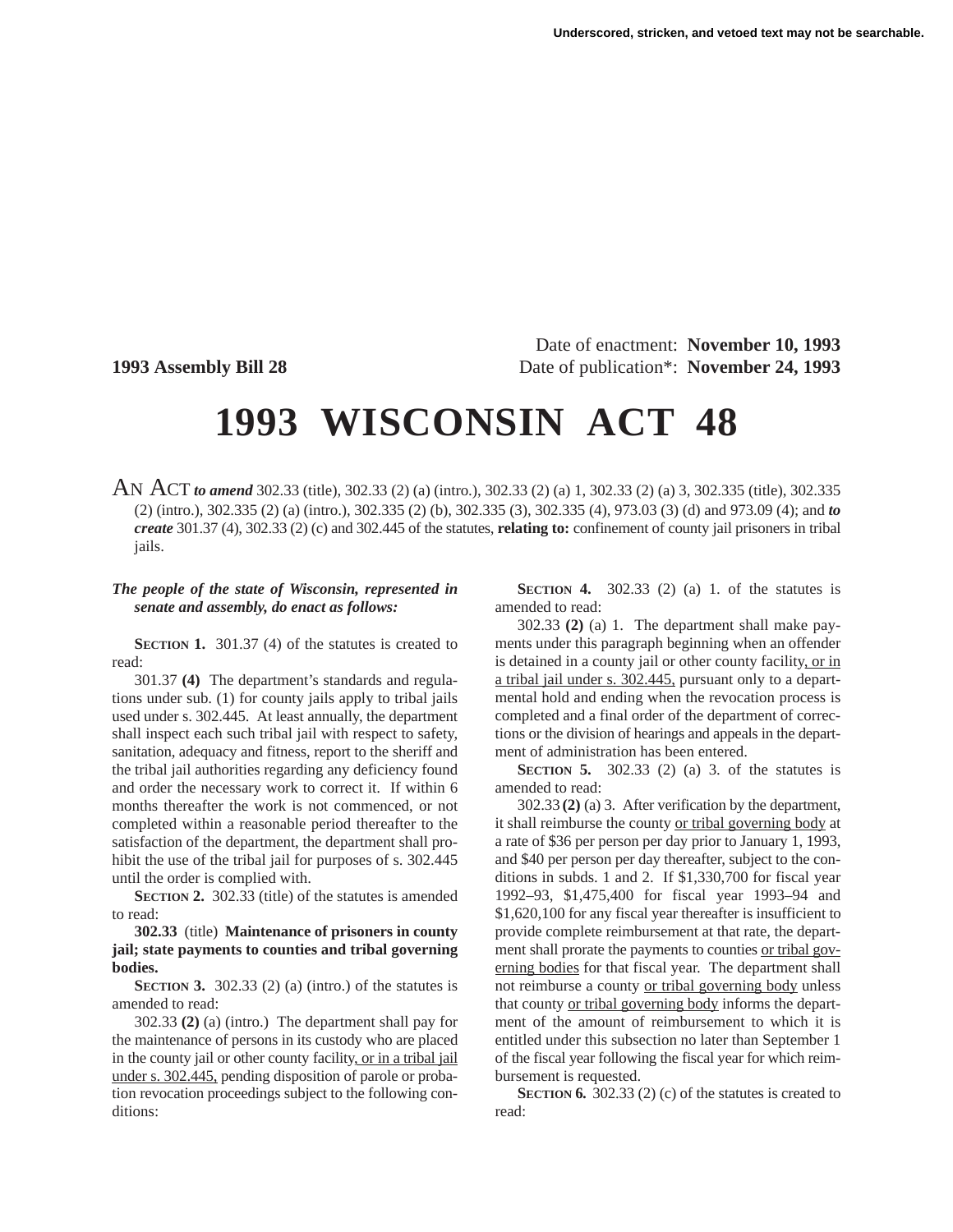Underscored, stricken, and vetoed text may not be searchable.

Date of enactment: **November 10, 1993**

**1993 Assembly Bill 28** Date of publication*: **November 24, 1993**

# 1993 WISCONSIN ACT 48

AN ACT ***to amend*** 302.33 (title), 302.33 (2) (a) (intro.), 302.33 (2) (a) 1, 302.33 (2) (a) 3, 302.335 (title), 302.335 (2) (intro.), 302.335 (2) (a) (intro.), 302.335 (2) (b), 302.335 (3), 302.335 (4), 973.03 (3) (d) and 973.09 (4); and ***to create*** 301.37 (4), 302.33 (2) (c) and 302.445 of the statutes, **relating to:** confinement of county jail prisoners in tribal jails.

***The people of the state of Wisconsin, represented in senate and assembly, do enact as follows:***

**SECTION 1.** 301.37 (4) of the statutes is created to read:

301.37 **(4)** The department's standards and regulations under sub. (1) for county jails apply to tribal jails used under s. 302.445. At least annually, the department shall inspect each such tribal jail with respect to safety, sanitation, adequacy and fitness, report to the sheriff and the tribal jail authorities regarding any deficiency found and order the necessary work to correct it. If within 6 months thereafter the work is not commenced, or not completed within a reasonable period thereafter to the satisfaction of the department, the department shall prohibit the use of the tribal jail for purposes of s. 302.445 until the order is complied with.

**SECTION 2.** 302.33 (title) of the statutes is amended to read:

**302.33** (title) **Maintenance of prisoners in county jail; state payments to counties and tribal governing bodies.**

**SECTION 3.** 302.33 (2) (a) (intro.) of the statutes is amended to read:

302.33 **(2)** (a) (intro.) The department shall pay for the maintenance of persons in its custody who are placed in the county jail or other county facility, or in a tribal jail under s. 302.445, pending disposition of parole or probation revocation proceedings subject to the following conditions:

**SECTION 4.** 302.33 (2) (a) 1. of the statutes is amended to read:

302.33 **(2)** (a) 1. The department shall make payments under this paragraph beginning when an offender is detained in a county jail or other county facility, or in a tribal jail under s. 302.445, pursuant only to a departmental hold and ending when the revocation process is completed and a final order of the department of corrections or the division of hearings and appeals in the department of administration has been entered.

**SECTION 5.** 302.33 (2) (a) 3. of the statutes is amended to read:

302.33 **(2)** (a) 3. After verification by the department, it shall reimburse the county or tribal governing body at a rate of $36 per person per day prior to January 1, 1993, and $40 per person per day thereafter, subject to the conditions in subds. 1 and 2. If $1,330,700 for fiscal year 1992–93, $1,475,400 for fiscal year 1993–94 and $1,620,100 for any fiscal year thereafter is insufficient to provide complete reimbursement at that rate, the department shall prorate the payments to counties or tribal governing bodies for that fiscal year. The department shall not reimburse a county or tribal governing body unless that county or tribal governing body informs the department of the amount of reimbursement to which it is entitled under this subsection no later than September 1 of the fiscal year following the fiscal year for which reimbursement is requested.

**SECTION 6.** 302.33 (2) (c) of the statutes is created to read: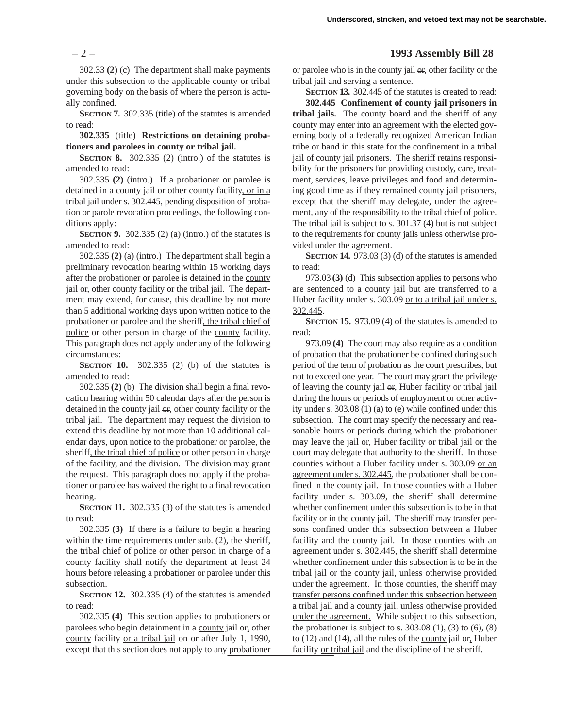302.33 **(2)** (c) The department shall make payments under this subsection to the applicable county or tribal governing body on the basis of where the person is actually confined.

**SECTION 7.** 302.335 (title) of the statutes is amended to read:

**302.335** (title) **Restrictions on detaining probationers and parolees in county or tribal jail.**

**SECTION 8.** 302.335 (2) (intro.) of the statutes is amended to read:

302.335 **(2)** (intro.) If a probationer or parolee is detained in a county jail or other county facility, or in a tribal jail under s. 302.445, pending disposition of probation or parole revocation proceedings, the following conditions apply:

**SECTION 9.** 302.335 (2) (a) (intro.) of the statutes is amended to read:

302.335 **(2)** (a) (intro.) The department shall begin a preliminary revocation hearing within 15 working days after the probationer or parolee is detained in the county jail or, other county facility or the tribal jail. The department may extend, for cause, this deadline by not more than 5 additional working days upon written notice to the probationer or parolee and the sheriff, the tribal chief of police or other person in charge of the county facility. This paragraph does not apply under any of the following circumstances:

**SECTION 10.** 302.335 (2) (b) of the statutes is amended to read:

302.335 **(2)** (b) The division shall begin a final revocation hearing within 50 calendar days after the person is detained in the county jail or, other county facility or the tribal jail. The department may request the division to extend this deadline by not more than 10 additional calendar days, upon notice to the probationer or parolee, the sheriff, the tribal chief of police or other person in charge of the facility, and the division. The division may grant the request. This paragraph does not apply if the probationer or parolee has waived the right to a final revocation hearing.

**SECTION 11.** 302.335 (3) of the statutes is amended to read:

302.335 **(3)** If there is a failure to begin a hearing within the time requirements under sub. (2), the sheriff, the tribal chief of police or other person in charge of a county facility shall notify the department at least 24 hours before releasing a probationer or parolee under this subsection.

**SECTION 12.** 302.335 (4) of the statutes is amended to read:

302.335 **(4)** This section applies to probationers or parolees who begin detainment in a county jail or, other county facility or a tribal jail on or after July 1, 1990, except that this section does not apply to any probationer or parolee who is in the county jail or, other facility or the tribal jail and serving a sentence.

**SECTION 13.** 302.445 of the statutes is created to read:

**302.445 Confinement of county jail prisoners in tribal jails.** The county board and the sheriff of any county may enter into an agreement with the elected governing body of a federally recognized American Indian tribe or band in this state for the confinement in a tribal jail of county jail prisoners. The sheriff retains responsibility for the prisoners for providing custody, care, treatment, services, leave privileges and food and determining good time as if they remained county jail prisoners, except that the sheriff may delegate, under the agreement, any of the responsibility to the tribal chief of police. The tribal jail is subject to s. 301.37 (4) but is not subject to the requirements for county jails unless otherwise provided under the agreement.

**SECTION 14.** 973.03 (3) (d) of the statutes is amended to read:

973.03 **(3)** (d) This subsection applies to persons who are sentenced to a county jail but are transferred to a Huber facility under s. 303.09 or to a tribal jail under s. 302.445.

**SECTION 15.** 973.09 (4) of the statutes is amended to read:

973.09 **(4)** The court may also require as a condition of probation that the probationer be confined during such period of the term of probation as the court prescribes, but not to exceed one year. The court may grant the privilege of leaving the county jail or, Huber facility or tribal jail during the hours or periods of employment or other activity under s. 303.08 (1) (a) to (e) while confined under this subsection. The court may specify the necessary and reasonable hours or periods during which the probationer may leave the jail or, Huber facility or tribal jail or the court may delegate that authority to the sheriff. In those counties without a Huber facility under s. 303.09 or an agreement under s. 302.445, the probationer shall be confined in the county jail. In those counties with a Huber facility under s. 303.09, the sheriff shall determine whether confinement under this subsection is to be in that facility or in the county jail. The sheriff may transfer persons confined under this subsection between a Huber facility and the county jail. In those counties with an agreement under s. 302.445, the sheriff shall determine whether confinement under this subsection is to be in the tribal jail or the county jail, unless otherwise provided under the agreement. In those counties, the sheriff may transfer persons confined under this subsection between a tribal jail and a county jail, unless otherwise provided under the agreement. While subject to this subsection, the probationer is subject to s. 303.08 (1), (3) to (6), (8) to (12) and (14), all the rules of the county jail or, Huber facility or tribal jail and the discipline of the sheriff.